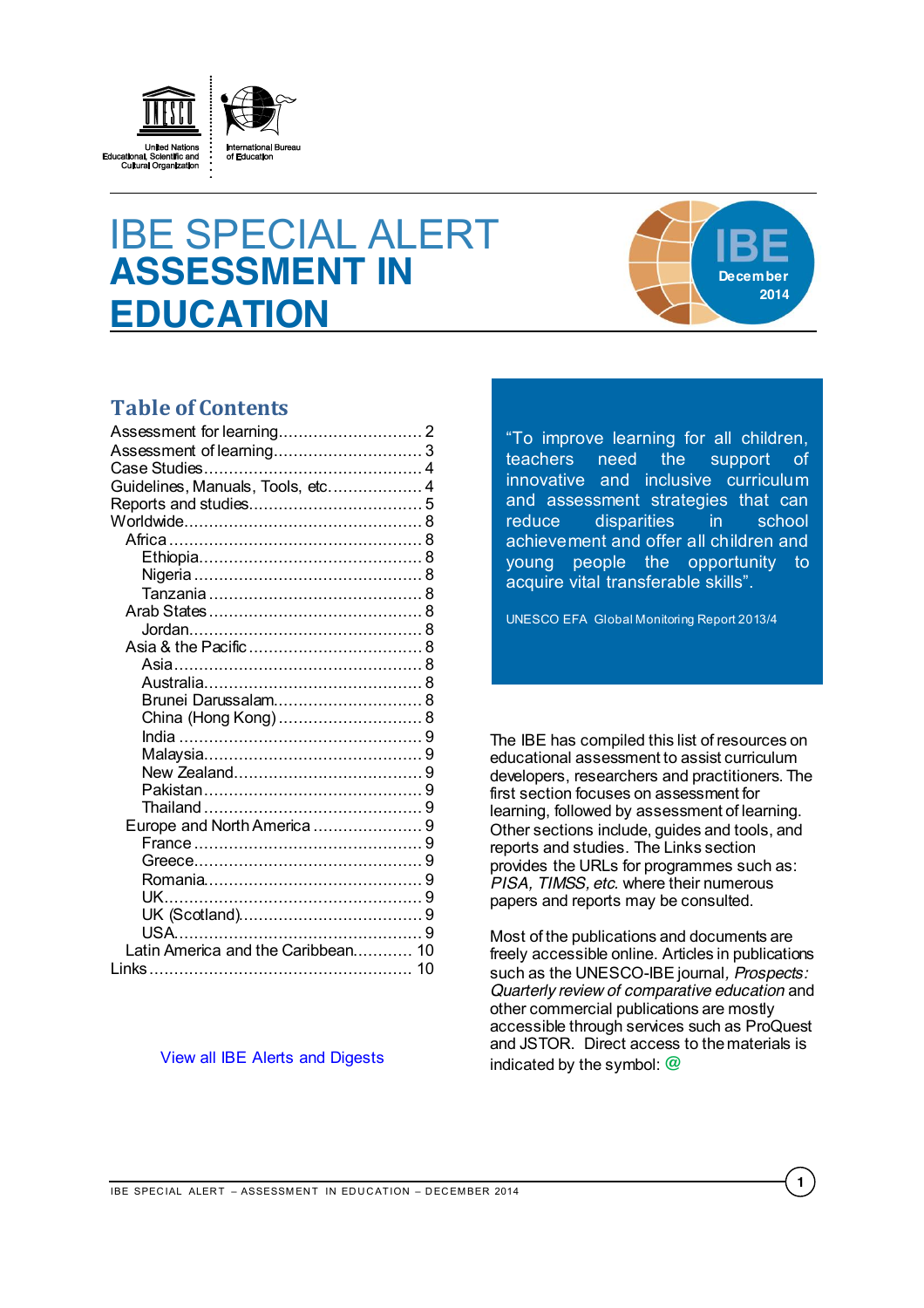United Nations Educational, Scientific and Cultural Organization

International Bureau of Education

# IBE SPECIAL ALERT
# ASSESSMENT IN EDUCATION

IBE December 2014

## Table of Contents

- Assessment for learning ... 2
- Assessment of learning ... 3
- Case Studies ... 4
- Guidelines, Manuals, Tools, etc. ... 4
- Reports and studies ... 5
- Worldwide ... 8
  - Africa ... 8
    - Ethiopia ... 8
    - Nigeria ... 8
    - Tanzania ... 8
  - Arab States ... 8
    - Jordan ... 8
  - Asia & the Pacific ... 8
    - Asia ... 8
    - Australia ... 8
    - Brunei Darussalam ... 8
    - China (Hong Kong) ... 8
    - India ... 9
    - Malaysia ... 9
    - New Zealand ... 9
    - Pakistan ... 9
    - Thailand ... 9
  - Europe and North America ... 9
    - France ... 9
    - Greece ... 9
    - Romania ... 9
    - UK ... 9
    - UK (Scotland) ... 9
    - USA ... 9
  - Latin America and the Caribbean ... 10
- Links ... 10

View all IBE Alerts and Digests

"To improve learning for all children, teachers need the support of innovative and inclusive curriculum and assessment strategies that can reduce disparities in school achievement and offer all children and young people the opportunity to acquire vital transferable skills".

UNESCO EFA Global Monitoring Report 2013/4

The IBE has compiled this list of resources on educational assessment to assist curriculum developers, researchers and practitioners. The first section focuses on assessment for learning, followed by assessment of learning. Other sections include, guides and tools, and reports and studies. The Links section provides the URLs for programmes such as: *PISA, TIMSS, etc.* where their numerous papers and reports may be consulted.

Most of the publications and documents are freely accessible online. Articles in publications such as the UNESCO-IBE journal, *Prospects: Quarterly review of comparative education* and other commercial publications are mostly accessible through services such as ProQuest and JSTOR. Direct access to the materials is indicated by the symbol: @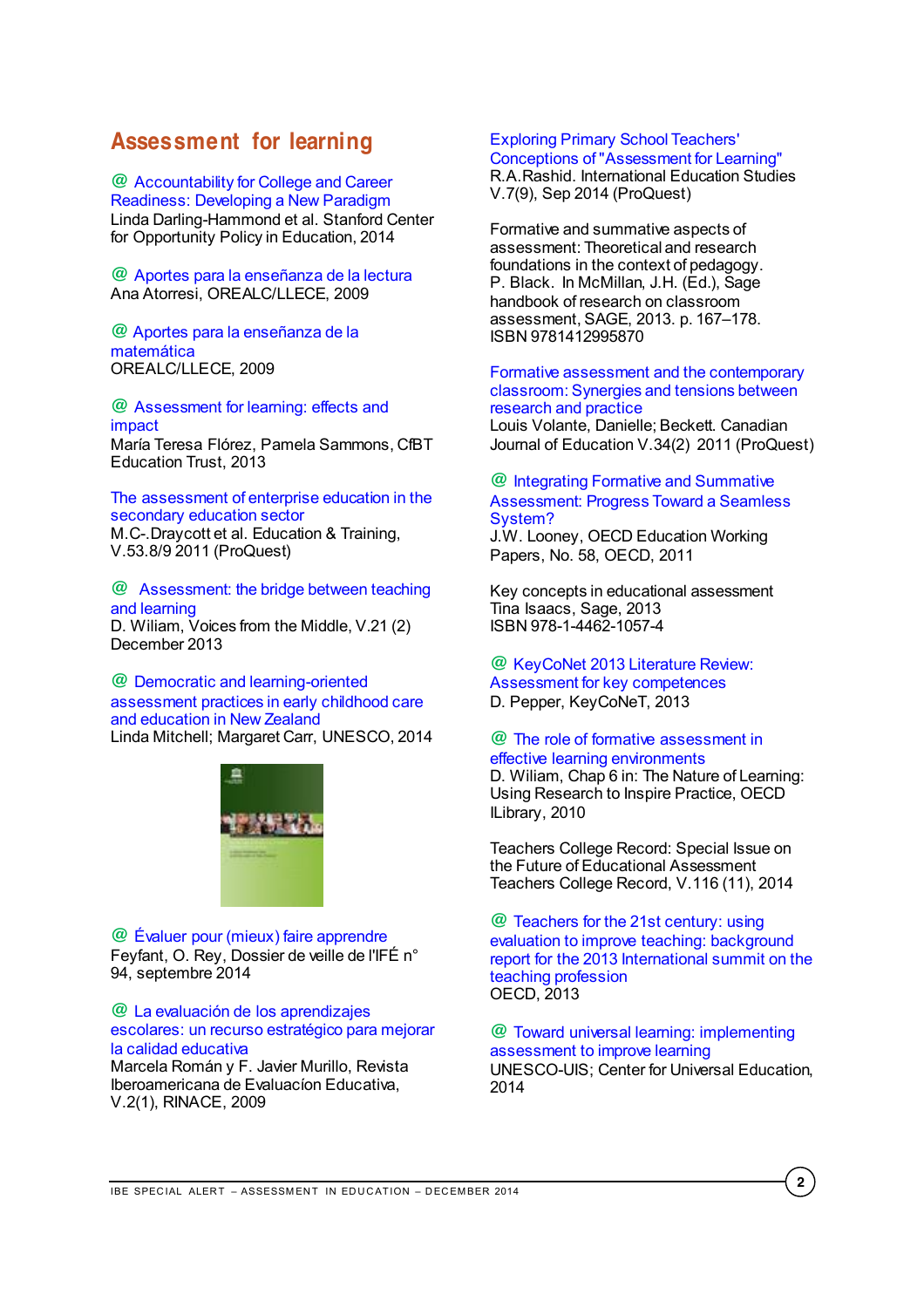## Assessment for learning

@ Accountability for College and Career Readiness: Developing a New Paradigm
Linda Darling-Hammond et al. Stanford Center for Opportunity Policy in Education, 2014

@ Aportes para la enseñanza de la lectura
Ana Atorresi, OREALC/LLECE, 2009

@ Aportes para la enseñanza de la matemática
OREALC/LLECE, 2009

@ Assessment for learning: effects and impact
María Teresa Flórez, Pamela Sammons, CfBT Education Trust, 2013

The assessment of enterprise education in the secondary education sector
M.C-.Draycott et al. Education & Training, V.53.8/9 2011 (ProQuest)

@ Assessment: the bridge between teaching and learning
D. Wiliam, Voices from the Middle, V.21 (2) December 2013

@ Democratic and learning-oriented assessment practices in early childhood care and education in New Zealand
Linda Mitchell; Margaret Carr, UNESCO, 2014

@ Évaluer pour (mieux) faire apprendre
Feyfant, O. Rey, Dossier de veille de l'IFÉ n° 94, septembre 2014

@ La evaluación de los aprendizajes escolares: un recurso estratégico para mejorar la calidad educativa
Marcela Román y F. Javier Murillo, Revista Iberoamericana de Evaluacíon Educativa, V.2(1), RINACE, 2009

Exploring Primary School Teachers' Conceptions of "Assessment for Learning"
R.A.Rashid. International Education Studies V.7(9), Sep 2014 (ProQuest)

Formative and summative aspects of assessment: Theoretical and research foundations in the context of pedagogy.
P. Black. In McMillan, J.H. (Ed.), Sage handbook of research on classroom assessment, SAGE, 2013. p. 167–178. ISBN 9781412995870

Formative assessment and the contemporary classroom: Synergies and tensions between research and practice
Louis Volante, Danielle; Beckett. Canadian Journal of Education V.34(2) 2011 (ProQuest)

@ Integrating Formative and Summative Assessment: Progress Toward a Seamless System?
J.W. Looney, OECD Education Working Papers, No. 58, OECD, 2011

Key concepts in educational assessment
Tina Isaacs, Sage, 2013
ISBN 978-1-4462-1057-4

@ KeyCoNet 2013 Literature Review: Assessment for key competences
D. Pepper, KeyCoNeT, 2013

@ The role of formative assessment in effective learning environments
D. Wiliam, Chap 6 in: The Nature of Learning: Using Research to Inspire Practice, OECD ILibrary, 2010

Teachers College Record: Special Issue on the Future of Educational Assessment
Teachers College Record, V.116 (11), 2014

@ Teachers for the 21st century: using evaluation to improve teaching: background report for the 2013 International summit on the teaching profession
OECD, 2013

@ Toward universal learning: implementing assessment to improve learning
UNESCO-UIS; Center for Universal Education, 2014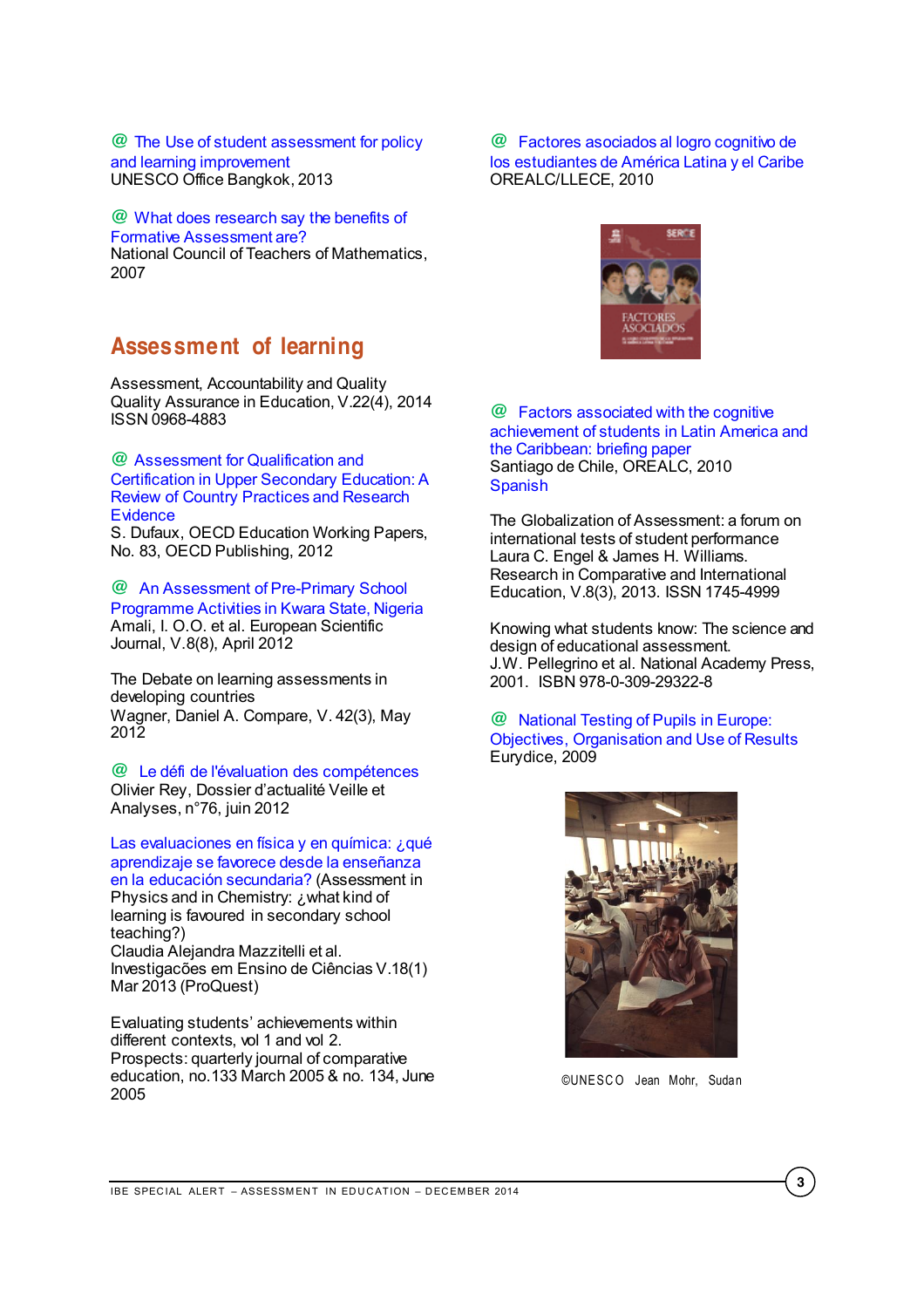@ The Use of student assessment for policy and learning improvement
UNESCO Office Bangkok, 2013

@ What does research say the benefits of Formative Assessment are?
National Council of Teachers of Mathematics, 2007

## Assessment of learning

Assessment, Accountability and Quality
Quality Assurance in Education, V.22(4), 2014
ISSN 0968-4883

@ Assessment for Qualification and Certification in Upper Secondary Education: A Review of Country Practices and Research Evidence
S. Dufaux, OECD Education Working Papers, No. 83, OECD Publishing, 2012

@ An Assessment of Pre-Primary School Programme Activities in Kwara State, Nigeria
Amali, I. O.O. et al. European Scientific Journal, V.8(8), April 2012

The Debate on learning assessments in developing countries
Wagner, Daniel A. Compare, V. 42(3), May 2012

@ Le défi de l'évaluation des compétences
Olivier Rey, Dossier d'actualité Veille et Analyses, n°76, juin 2012

Las evaluaciones en física y en química: ¿qué aprendizaje se favorece desde la enseñanza en la educación secundaria? (Assessment in Physics and in Chemistry: ¿what kind of learning is favoured in secondary school teaching?)
Claudia Alejandra Mazzitelli et al.
Investigacões em Ensino de Ciências V.18(1) Mar 2013 (ProQuest)

Evaluating students' achievements within different contexts, vol 1 and vol 2.
Prospects: quarterly journal of comparative education, no.133 March 2005 & no. 134, June 2005

@ Factores asociados al logro cognitivo de los estudiantes de América Latina y el Caribe
OREALC/LLECE, 2010

@ Factors associated with the cognitive achievement of students in Latin America and the Caribbean: briefing paper
Santiago de Chile, OREALC, 2010
Spanish

The Globalization of Assessment: a forum on international tests of student performance
Laura C. Engel & James H. Williams.
Research in Comparative and International Education, V.8(3), 2013. ISSN 1745-4999

Knowing what students know: The science and design of educational assessment.
J.W. Pellegrino et al. National Academy Press, 2001. ISBN 978-0-309-29322-8

@ National Testing of Pupils in Europe: Objectives, Organisation and Use of Results
Eurydice, 2009

©UNESCO Jean Mohr, Sudan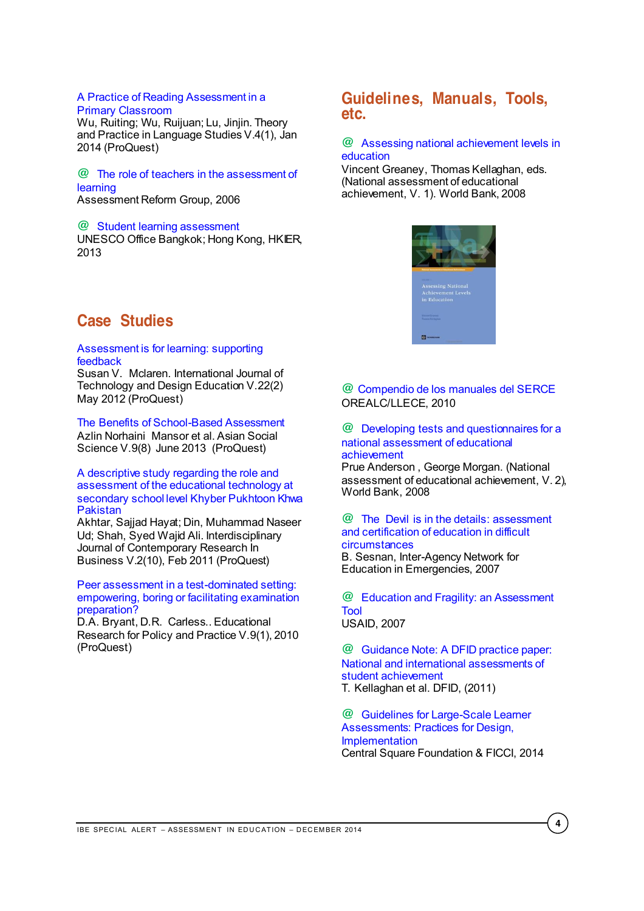A Practice of Reading Assessment in a Primary Classroom
Wu, Ruiting; Wu, Ruijuan; Lu, Jinjin. Theory and Practice in Language Studies V.4(1), Jan 2014 (ProQuest)

@ The role of teachers in the assessment of learning
Assessment Reform Group, 2006

@ Student learning assessment
UNESCO Office Bangkok; Hong Kong, HKIER, 2013

## Case Studies

Assessment is for learning: supporting feedback
Susan V. Mclaren. International Journal of Technology and Design Education V.22(2) May 2012 (ProQuest)

The Benefits of School-Based Assessment
Azlin Norhaini Mansor et al. Asian Social Science V.9(8) June 2013 (ProQuest)

A descriptive study regarding the role and assessment of the educational technology at secondary school level Khyber Pukhtoon Khwa Pakistan
Akhtar, Sajjad Hayat; Din, Muhammad Naseer Ud; Shah, Syed Wajid Ali. Interdisciplinary Journal of Contemporary Research In Business V.2(10), Feb 2011 (ProQuest)

Peer assessment in a test-dominated setting: empowering, boring or facilitating examination preparation?
D.A. Bryant, D.R. Carless.. Educational Research for Policy and Practice V.9(1), 2010 (ProQuest)

## Guidelines, Manuals, Tools, etc.

@ Assessing national achievement levels in education
Vincent Greaney, Thomas Kellaghan, eds. (National assessment of educational achievement, V. 1). World Bank, 2008

@ Compendio de los manuales del SERCE
OREALC/LLECE, 2010

@ Developing tests and questionnaires for a national assessment of educational achievement
Prue Anderson , George Morgan. (National assessment of educational achievement, V. 2), World Bank, 2008

@ The Devil is in the details: assessment and certification of education in difficult circumstances
B. Sesnan, Inter-Agency Network for Education in Emergencies, 2007

@ Education and Fragility: an Assessment Tool
USAID, 2007

@ Guidance Note: A DFID practice paper: National and international assessments of student achievement
T. Kellaghan et al. DFID, (2011)

@ Guidelines for Large-Scale Learner Assessments: Practices for Design, Implementation
Central Square Foundation & FICCI, 2014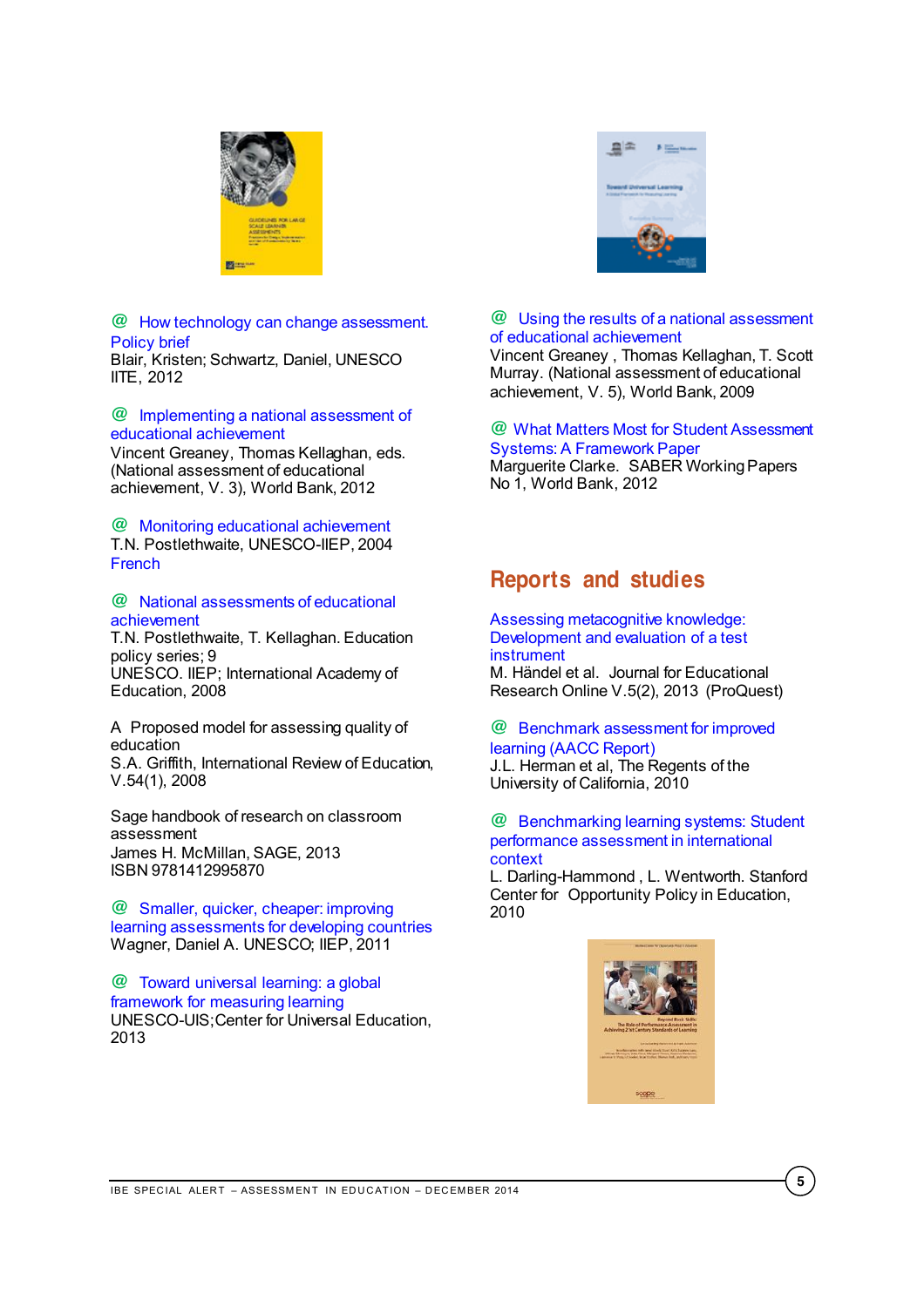@ How technology can change assessment. Policy brief
Blair, Kristen; Schwartz, Daniel, UNESCO IITE, 2012

@ Implementing a national assessment of educational achievement
Vincent Greaney, Thomas Kellaghan, eds. (National assessment of educational achievement, V. 3), World Bank, 2012

@ Monitoring educational achievement
T.N. Postlethwaite, UNESCO-IIEP, 2004
French

@ National assessments of educational achievement
T.N. Postlethwaite, T. Kellaghan. Education policy series; 9
UNESCO. IIEP; International Academy of Education, 2008

A Proposed model for assessing quality of education
S.A. Griffith, International Review of Education, V.54(1), 2008

Sage handbook of research on classroom assessment
James H. McMillan, SAGE, 2013
ISBN 9781412995870

@ Smaller, quicker, cheaper: improving learning assessments for developing countries
Wagner, Daniel A. UNESCO; IIEP, 2011

@ Toward universal learning: a global framework for measuring learning
UNESCO-UIS;Center for Universal Education, 2013

@ Using the results of a national assessment of educational achievement
Vincent Greaney , Thomas Kellaghan, T. Scott Murray. (National assessment of educational achievement, V. 5), World Bank, 2009

@ What Matters Most for Student Assessment Systems: A Framework Paper
Marguerite Clarke. SABER Working Papers No 1, World Bank, 2012

## Reports and studies

Assessing metacognitive knowledge: Development and evaluation of a test instrument
M. Händel et al. Journal for Educational Research Online V.5(2), 2013 (ProQuest)

@ Benchmark assessment for improved learning (AACC Report)
J.L. Herman et al, The Regents of the University of California, 2010

@ Benchmarking learning systems: Student performance assessment in international context
L. Darling-Hammond , L. Wentworth. Stanford Center for Opportunity Policy in Education, 2010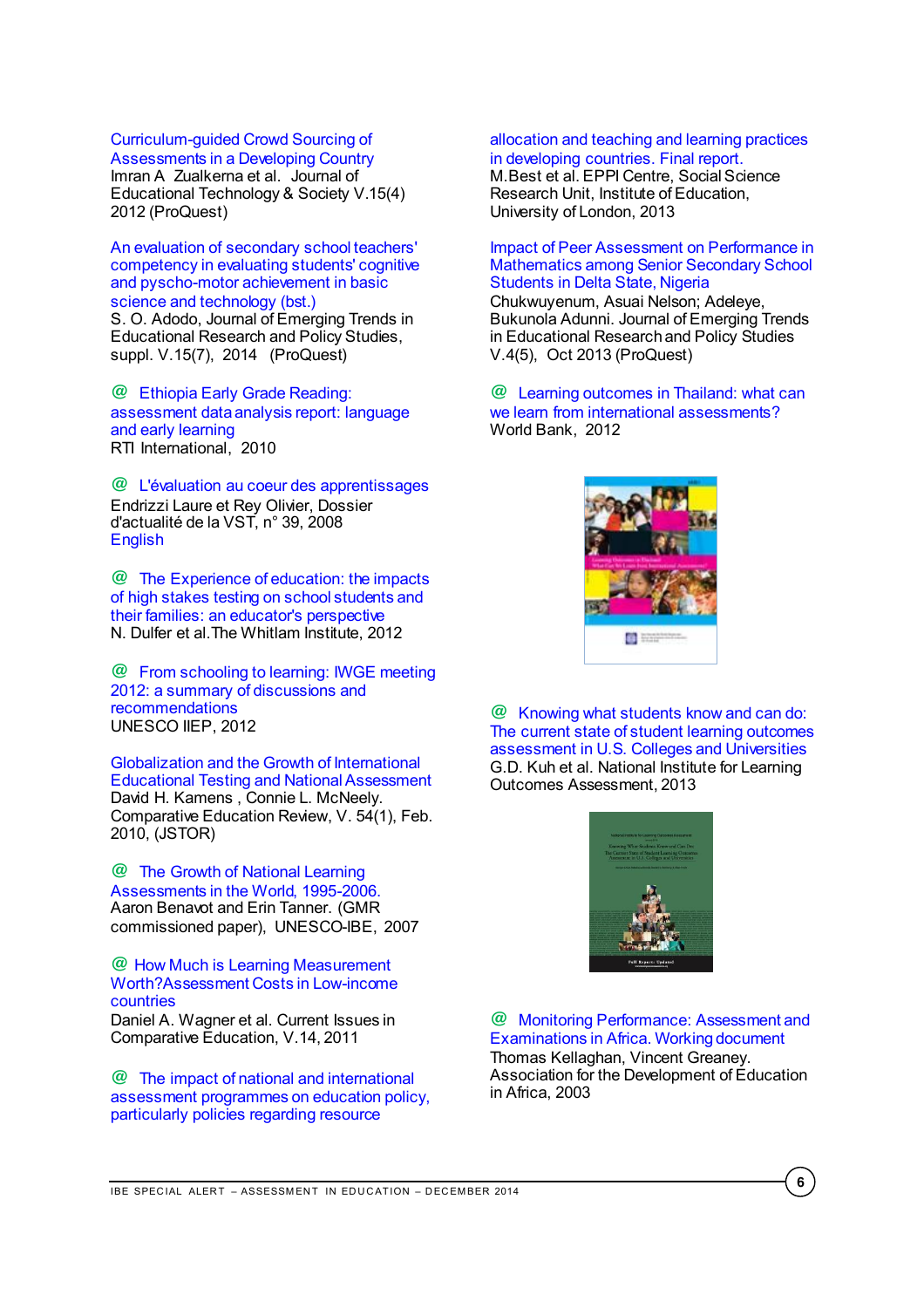Curriculum-guided Crowd Sourcing of Assessments in a Developing Country
Imran A Zualkerna et al. Journal of Educational Technology & Society V.15(4) 2012 (ProQuest)

An evaluation of secondary school teachers' competency in evaluating students' cognitive and pyscho-motor achievement in basic science and technology (bst.)
S. O. Adodo, Journal of Emerging Trends in Educational Research and Policy Studies, suppl. V.15(7), 2014 (ProQuest)

@ Ethiopia Early Grade Reading: assessment data analysis report: language and early learning
RTI International, 2010

@ L'évaluation au coeur des apprentissages
Endrizzi Laure et Rey Olivier, Dossier d'actualité de la VST, n° 39, 2008
English

@ The Experience of education: the impacts of high stakes testing on school students and their families: an educator's perspective
N. Dulfer et al. The Whitlam Institute, 2012

@ From schooling to learning: IWGE meeting 2012: a summary of discussions and recommendations
UNESCO IIEP, 2012

Globalization and the Growth of International Educational Testing and National Assessment
David H. Kamens , Connie L. McNeely. Comparative Education Review, V. 54(1), Feb. 2010, (JSTOR)

@ The Growth of National Learning Assessments in the World, 1995-2006.
Aaron Benavot and Erin Tanner. (GMR commissioned paper), UNESCO-IBE, 2007

@ How Much is Learning Measurement Worth?Assessment Costs in Low-income countries
Daniel A. Wagner et al. Current Issues in Comparative Education, V.14, 2011

@ The impact of national and international assessment programmes on education policy, particularly policies regarding resource allocation and teaching and learning practices in developing countries. Final report.
M.Best et al. EPPI Centre, Social Science Research Unit, Institute of Education, University of London, 2013

Impact of Peer Assessment on Performance in Mathematics among Senior Secondary School Students in Delta State, Nigeria
Chukwuyenum, Asuai Nelson; Adeleye, Bukunola Adunni. Journal of Emerging Trends in Educational Research and Policy Studies V.4(5), Oct 2013 (ProQuest)

@ Learning outcomes in Thailand: what can we learn from international assessments?
World Bank, 2012

@ Knowing what students know and can do: The current state of student learning outcomes assessment in U.S. Colleges and Universities
G.D. Kuh et al. National Institute for Learning Outcomes Assessment, 2013

@ Monitoring Performance: Assessment and Examinations in Africa. Working document
Thomas Kellaghan, Vincent Greaney. Association for the Development of Education in Africa, 2003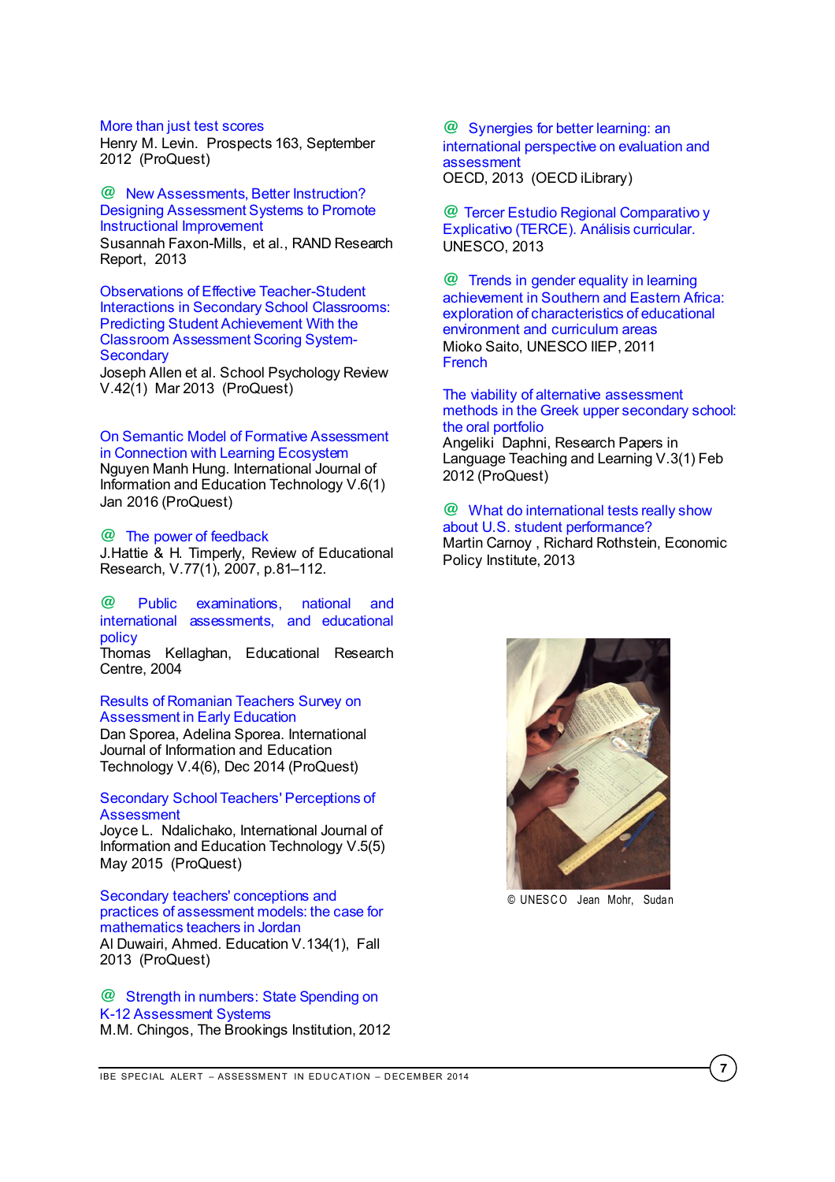More than just test scores
Henry M. Levin. Prospects 163, September 2012 (ProQuest)

@ New Assessments, Better Instruction? Designing Assessment Systems to Promote Instructional Improvement
Susannah Faxon-Mills, et al., RAND Research Report, 2013

Observations of Effective Teacher-Student Interactions in Secondary School Classrooms: Predicting Student Achievement With the Classroom Assessment Scoring System-Secondary
Joseph Allen et al. School Psychology Review V.42(1) Mar 2013 (ProQuest)

On Semantic Model of Formative Assessment in Connection with Learning Ecosystem
Nguyen Manh Hung. International Journal of Information and Education Technology V.6(1) Jan 2016 (ProQuest)

@ The power of feedback
J.Hattie & H. Timperly, Review of Educational Research, V.77(1), 2007, p.81–112.

@ Public examinations, national and international assessments, and educational policy
Thomas Kellaghan, Educational Research Centre, 2004

Results of Romanian Teachers Survey on Assessment in Early Education
Dan Sporea, Adelina Sporea. International Journal of Information and Education Technology V.4(6), Dec 2014 (ProQuest)

Secondary School Teachers' Perceptions of Assessment
Joyce L. Ndalichako, International Journal of Information and Education Technology V.5(5) May 2015 (ProQuest)

Secondary teachers' conceptions and practices of assessment models: the case for mathematics teachers in Jordan
Al Duwairi, Ahmed. Education V.134(1), Fall 2013 (ProQuest)

@ Strength in numbers: State Spending on K-12 Assessment Systems
M.M. Chingos, The Brookings Institution, 2012

@ Synergies for better learning: an international perspective on evaluation and assessment
OECD, 2013 (OECD iLibrary)

@ Tercer Estudio Regional Comparativo y Explicativo (TERCE). Análisis curricular.
UNESCO, 2013

@ Trends in gender equality in learning achievement in Southern and Eastern Africa: exploration of characteristics of educational environment and curriculum areas
Mioko Saito, UNESCO IIEP, 2011
French

The viability of alternative assessment methods in the Greek upper secondary school: the oral portfolio
Angeliki Daphni, Research Papers in Language Teaching and Learning V.3(1) Feb 2012 (ProQuest)

@ What do international tests really show about U.S. student performance?
Martin Carnoy, Richard Rothstein, Economic Policy Institute, 2013

© UNESCO Jean Mohr, Sudan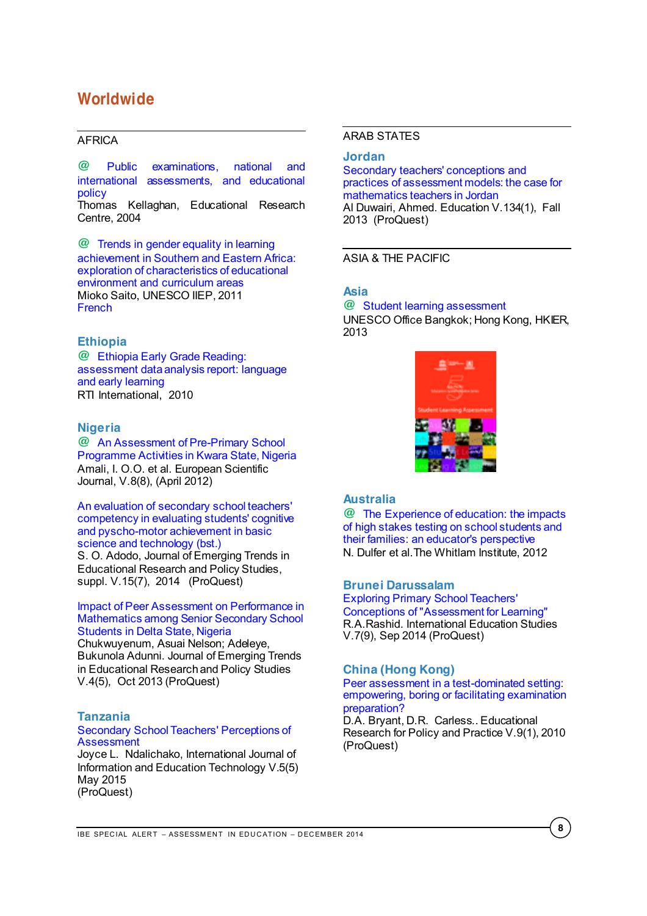# Worldwide

## AFRICA

@ Public examinations, national and international assessments, and educational policy
Thomas Kellaghan, Educational Research Centre, 2004

@ Trends in gender equality in learning achievement in Southern and Eastern Africa: exploration of characteristics of educational environment and curriculum areas
Mioko Saito, UNESCO IIEP, 2011
French

### Ethiopia

@ Ethiopia Early Grade Reading: assessment data analysis report: language and early learning
RTI International, 2010

### Nigeria

@ An Assessment of Pre-Primary School Programme Activities in Kwara State, Nigeria
Amali, I. O.O. et al. European Scientific Journal, V.8(8), (April 2012)

An evaluation of secondary school teachers' competency in evaluating students' cognitive and pyscho-motor achievement in basic science and technology (bst.)
S. O. Adodo, Journal of Emerging Trends in Educational Research and Policy Studies, suppl. V.15(7), 2014 (ProQuest)

Impact of Peer Assessment on Performance in Mathematics among Senior Secondary School Students in Delta State, Nigeria
Chukwuyenum, Asuai Nelson; Adeleye, Bukunola Adunni. Journal of Emerging Trends in Educational Research and Policy Studies V.4(5), Oct 2013 (ProQuest)

### Tanzania

Secondary School Teachers' Perceptions of Assessment
Joyce L. Ndalichako, International Journal of Information and Education Technology V.5(5) May 2015
(ProQuest)

## ARAB STATES

### Jordan

Secondary teachers' conceptions and practices of assessment models: the case for mathematics teachers in Jordan
Al Duwairi, Ahmed. Education V.134(1), Fall 2013 (ProQuest)

## ASIA & THE PACIFIC

### Asia

@ Student learning assessment
UNESCO Office Bangkok; Hong Kong, HKIER, 2013

### Australia

@ The Experience of education: the impacts of high stakes testing on school students and their families: an educator's perspective
N. Dulfer et al. The Whitlam Institute, 2012

### Brunei Darussalam

Exploring Primary School Teachers' Conceptions of "Assessment for Learning"
R.A.Rashid. International Education Studies V.7(9), Sep 2014 (ProQuest)

### China (Hong Kong)

Peer assessment in a test-dominated setting: empowering, boring or facilitating examination preparation?
D.A. Bryant, D.R. Carless.. Educational Research for Policy and Practice V.9(1), 2010 (ProQuest)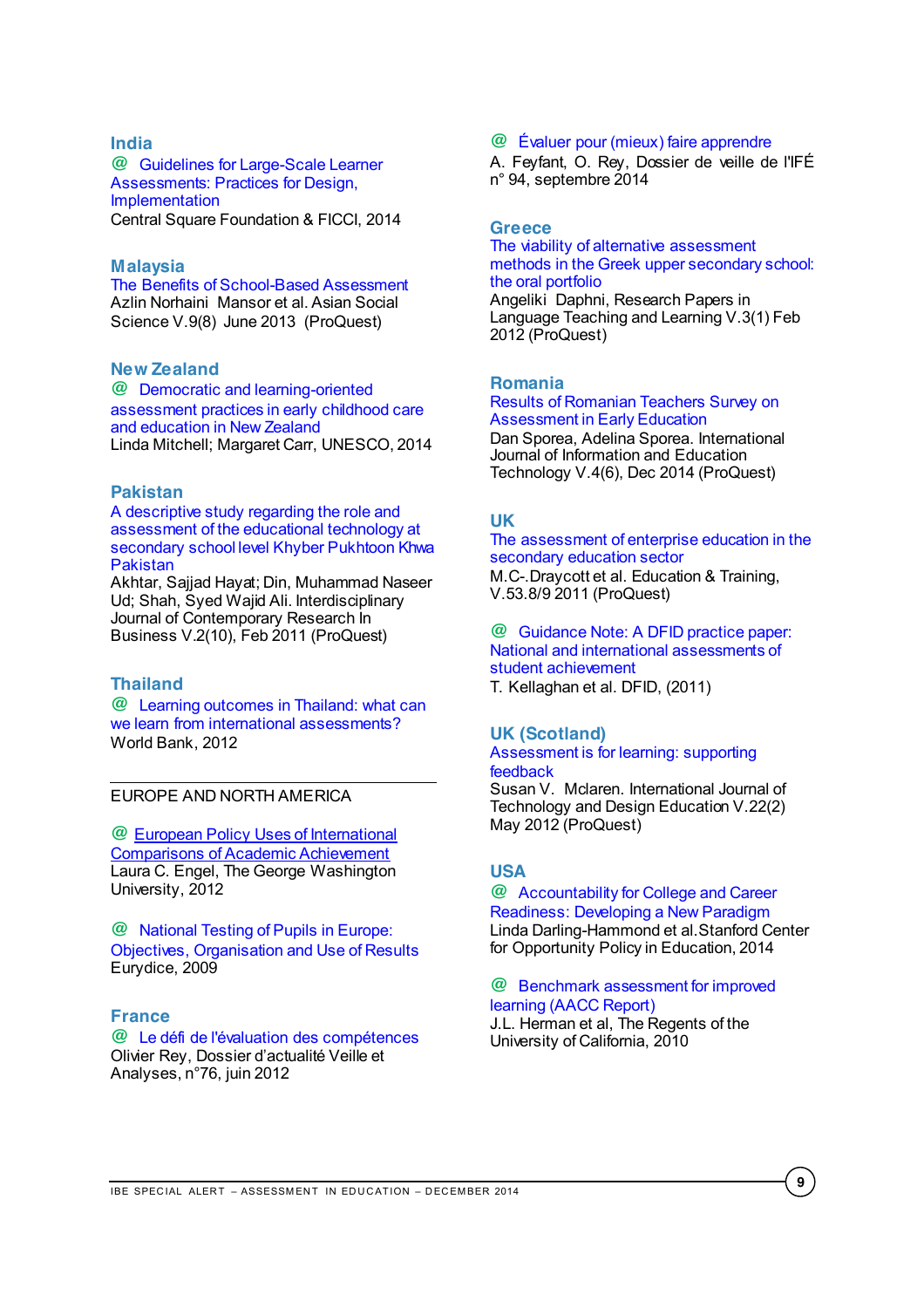## India

@ Guidelines for Large-Scale Learner Assessments: Practices for Design, Implementation
Central Square Foundation & FICCI, 2014

## Malaysia

The Benefits of School-Based Assessment
Azlin Norhaini Mansor et al. Asian Social Science V.9(8) June 2013 (ProQuest)

## New Zealand

@ Democratic and learning-oriented assessment practices in early childhood care and education in New Zealand
Linda Mitchell; Margaret Carr, UNESCO, 2014

## Pakistan

A descriptive study regarding the role and assessment of the educational technology at secondary school level Khyber Pukhtoon Khwa Pakistan
Akhtar, Sajjad Hayat; Din, Muhammad Naseer Ud; Shah, Syed Wajid Ali. Interdisciplinary Journal of Contemporary Research In Business V.2(10), Feb 2011 (ProQuest)

## Thailand

@ Learning outcomes in Thailand: what can we learn from international assessments?
World Bank, 2012

---

EUROPE AND NORTH AMERICA

@ European Policy Uses of International Comparisons of Academic Achievement
Laura C. Engel, The George Washington University, 2012

@ National Testing of Pupils in Europe: Objectives, Organisation and Use of Results
Eurydice, 2009

## France

@ Le défi de l'évaluation des compétences
Olivier Rey, Dossier d'actualité Veille et Analyses, n°76, juin 2012

@ Évaluer pour (mieux) faire apprendre
A. Feyfant, O. Rey, Dossier de veille de l'IFÉ n° 94, septembre 2014

## Greece

The viability of alternative assessment methods in the Greek upper secondary school: the oral portfolio
Angeliki Daphni, Research Papers in Language Teaching and Learning V.3(1) Feb 2012 (ProQuest)

## Romania

Results of Romanian Teachers Survey on Assessment in Early Education
Dan Sporea, Adelina Sporea. International Journal of Information and Education Technology V.4(6), Dec 2014 (ProQuest)

## UK

The assessment of enterprise education in the secondary education sector
M.C-.Draycott et al. Education & Training, V.53.8/9 2011 (ProQuest)

@ Guidance Note: A DFID practice paper: National and international assessments of student achievement
T. Kellaghan et al. DFID, (2011)

## UK (Scotland)

Assessment is for learning: supporting feedback
Susan V. Mclaren. International Journal of Technology and Design Education V.22(2) May 2012 (ProQuest)

## USA

@ Accountability for College and Career Readiness: Developing a New Paradigm
Linda Darling-Hammond et al.Stanford Center for Opportunity Policy in Education, 2014

@ Benchmark assessment for improved learning (AACC Report)
J.L. Herman et al, The Regents of the University of California, 2010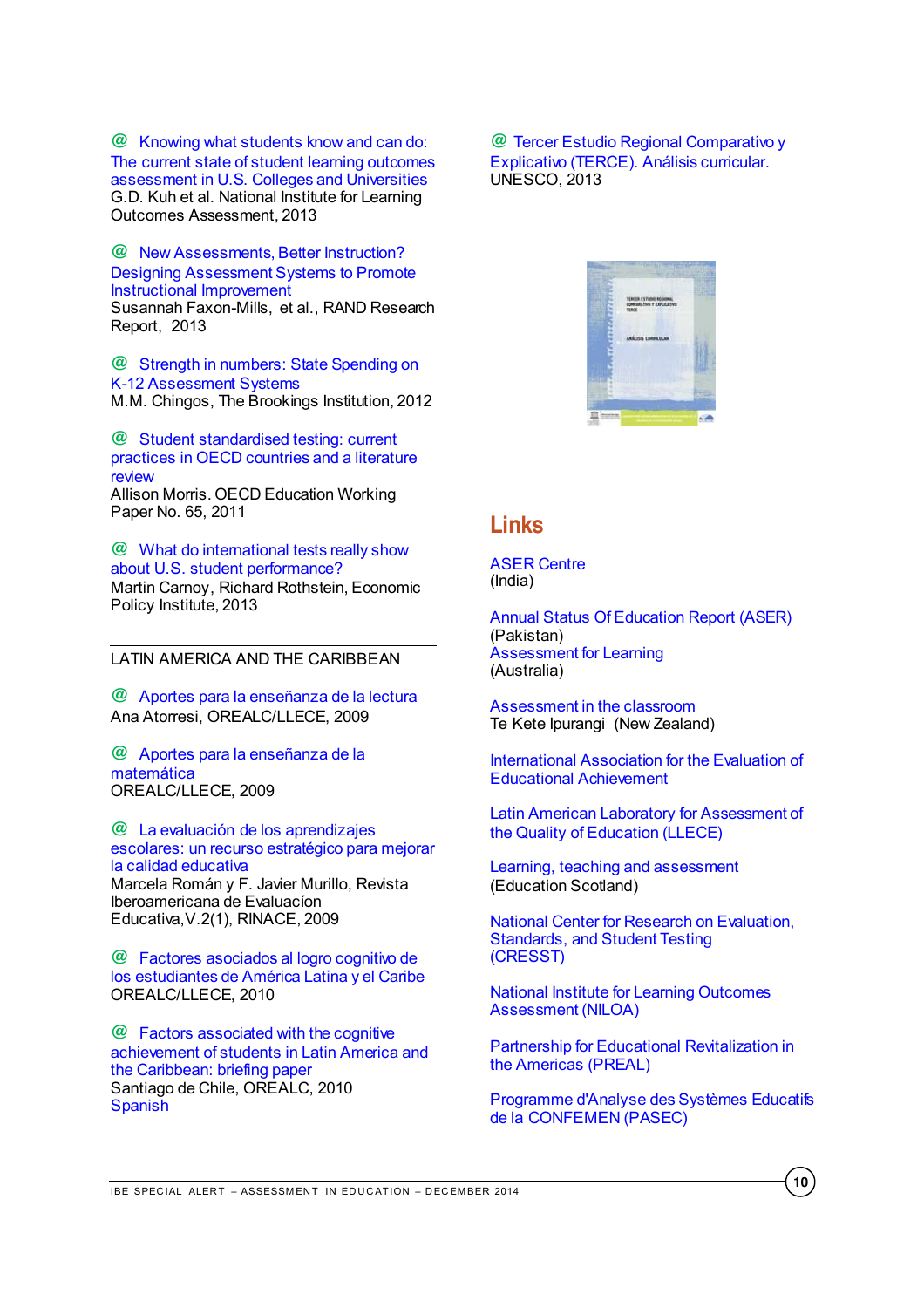@ Knowing what students know and can do: The current state of student learning outcomes assessment in U.S. Colleges and Universities
G.D. Kuh et al. National Institute for Learning Outcomes Assessment, 2013

@ New Assessments, Better Instruction? Designing Assessment Systems to Promote Instructional Improvement
Susannah Faxon-Mills, et al., RAND Research Report, 2013

@ Strength in numbers: State Spending on K-12 Assessment Systems
M.M. Chingos, The Brookings Institution, 2012

@ Student standardised testing: current practices in OECD countries and a literature review
Allison Morris. OECD Education Working Paper No. 65, 2011

@ What do international tests really show about U.S. student performance?
Martin Carnoy, Richard Rothstein, Economic Policy Institute, 2013

LATIN AMERICA AND THE CARIBBEAN

@ Aportes para la enseñanza de la lectura
Ana Atorresi, OREALC/LLECE, 2009

@ Aportes para la enseñanza de la matemática
OREALC/LLECE, 2009

@ La evaluación de los aprendizajes escolares: un recurso estratégico para mejorar la calidad educativa
Marcela Román y F. Javier Murillo, Revista Iberoamericana de Evaluacíon Educativa, V.2(1), RINACE, 2009

@ Factores asociados al logro cognitivo de los estudiantes de América Latina y el Caribe
OREALC/LLECE, 2010

@ Factors associated with the cognitive achievement of students in Latin America and the Caribbean: briefing paper
Santiago de Chile, OREALC, 2010
Spanish

@ Tercer Estudio Regional Comparativo y Explicativo (TERCE). Análisis curricular.
UNESCO, 2013

## Links

ASER Centre
(India)

Annual Status Of Education Report (ASER)
(Pakistan)
Assessment for Learning
(Australia)

Assessment in the classroom
Te Kete Ipurangi (New Zealand)

International Association for the Evaluation of Educational Achievement

Latin American Laboratory for Assessment of the Quality of Education (LLECE)

Learning, teaching and assessment
(Education Scotland)

National Center for Research on Evaluation, Standards, and Student Testing (CRESST)

National Institute for Learning Outcomes Assessment (NILOA)

Partnership for Educational Revitalization in the Americas (PREAL)

Programme d'Analyse des Systèmes Educatifs de la CONFEMEN (PASEC)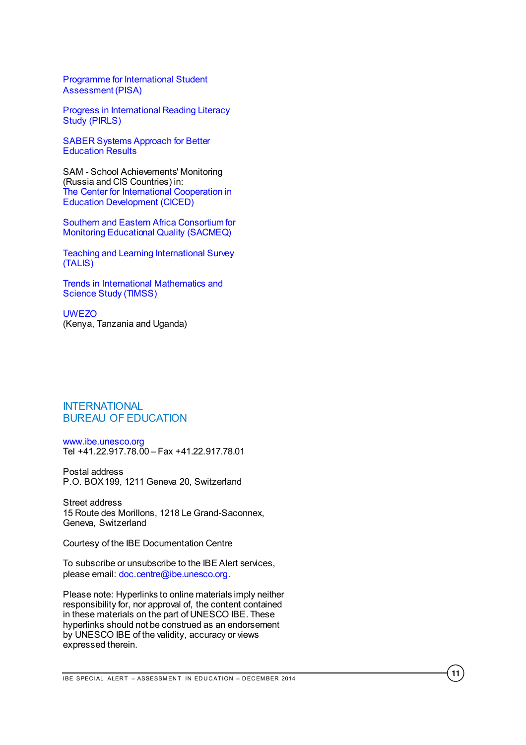Programme for International Student Assessment (PISA)

Progress in International Reading Literacy Study (PIRLS)

SABER Systems Approach for Better Education Results

SAM - School Achievements' Monitoring (Russia and CIS Countries) in:
The Center for International Cooperation in Education Development (CICED)

Southern and Eastern Africa Consortium for Monitoring Educational Quality (SACMEQ)

Teaching and Learning International Survey (TALIS)

Trends in International Mathematics and Science Study (TIMSS)

UWEZO
(Kenya, Tanzania and Uganda)

## INTERNATIONAL BUREAU OF EDUCATION

www.ibe.unesco.org
Tel +41.22.917.78.00 – Fax +41.22.917.78.01

Postal address
P.O. BOX 199, 1211 Geneva 20, Switzerland

Street address
15 Route des Morillons, 1218 Le Grand-Saconnex, Geneva, Switzerland

Courtesy of the IBE Documentation Centre

To subscribe or unsubscribe to the IBE Alert services, please email: doc.centre@ibe.unesco.org.

Please note: Hyperlinks to online materials imply neither responsibility for, nor approval of, the content contained in these materials on the part of UNESCO IBE. These hyperlinks should not be construed as an endorsement by UNESCO IBE of the validity, accuracy or views expressed therein.